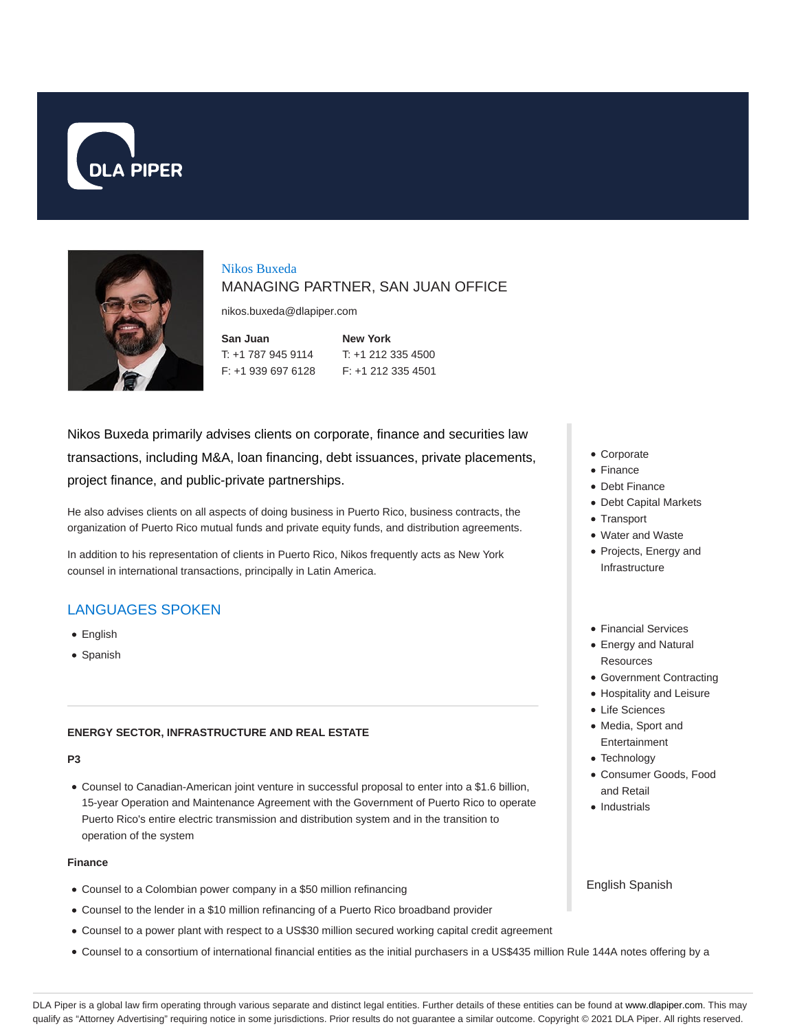# Nikos Buxeda

## MANAGING PARTNER, SAN JUAN OFFICE

nikos.buxeda@dlapiper.com

**San Juan**
T: +1 787 945 9114
F: +1 939 697 6128

**New York**
T: +1 212 335 4500
F: +1 212 335 4501

Nikos Buxeda primarily advises clients on corporate, finance and securities law transactions, including M&A, loan financing, debt issuances, private placements, project finance, and public-private partnerships.

He also advises clients on all aspects of doing business in Puerto Rico, business contracts, the organization of Puerto Rico mutual funds and private equity funds, and distribution agreements.

In addition to his representation of clients in Puerto Rico, Nikos frequently acts as New York counsel in international transactions, principally in Latin America.

- Corporate
- Finance
- Debt Finance
- Debt Capital Markets
- Transport
- Water and Waste
- Projects, Energy and Infrastructure

- Financial Services
- Energy and Natural Resources
- Government Contracting
- Hospitality and Leisure
- Life Sciences
- Media, Sport and Entertainment
- Technology
- Consumer Goods, Food and Retail
- Industrials

English Spanish

## LANGUAGES SPOKEN

- English
- Spanish

---

**ENERGY SECTOR, INFRASTRUCTURE AND REAL ESTATE**

**P3**

- Counsel to Canadian-American joint venture in successful proposal to enter into a $1.6 billion, 15-year Operation and Maintenance Agreement with the Government of Puerto Rico to operate Puerto Rico's entire electric transmission and distribution system and in the transition to operation of the system

**Finance**

- Counsel to a Colombian power company in a $50 million refinancing
- Counsel to the lender in a $10 million refinancing of a Puerto Rico broadband provider
- Counsel to a power plant with respect to a US$30 million secured working capital credit agreement
- Counsel to a consortium of international financial entities as the initial purchasers in a US$435 million Rule 144A notes offering by a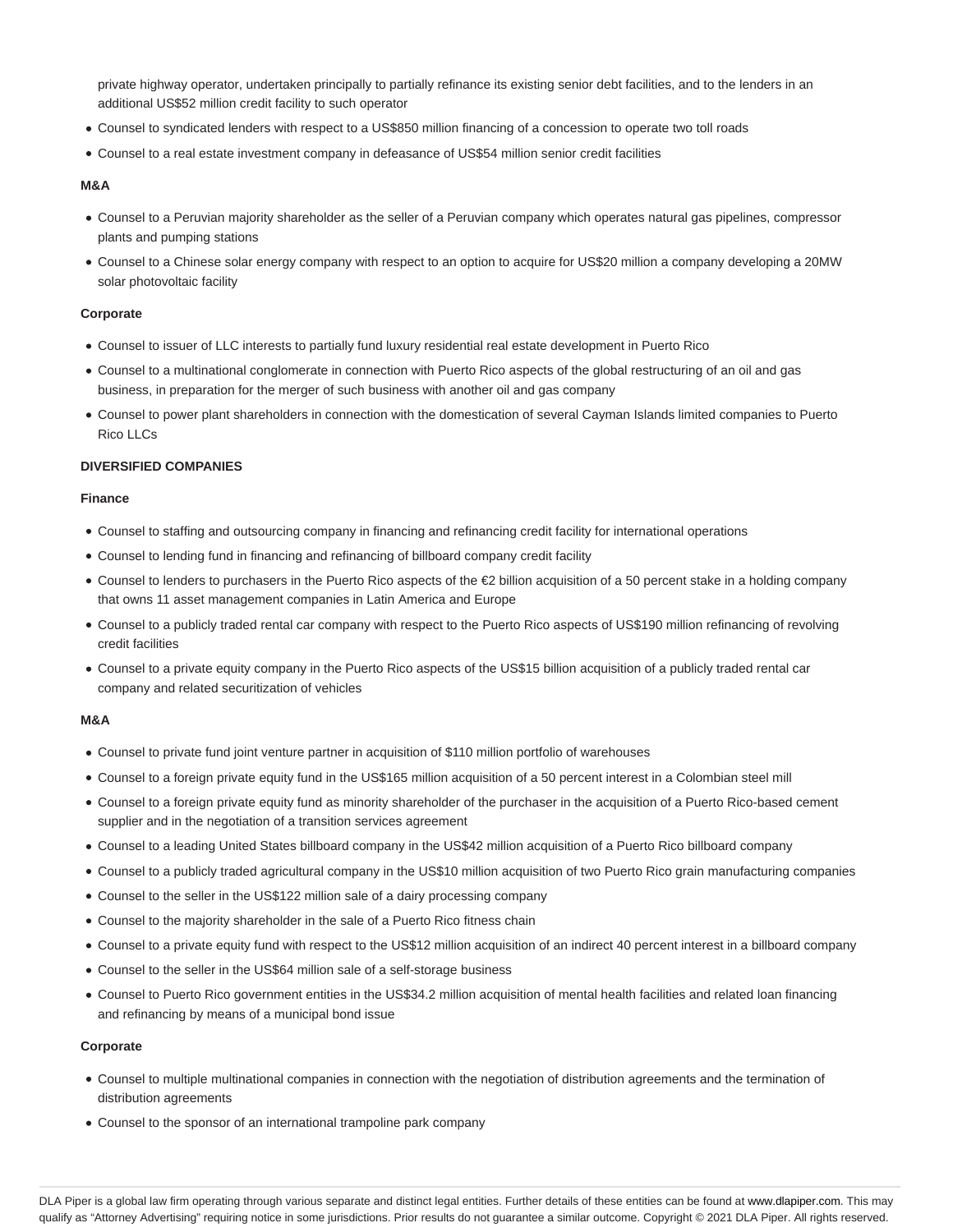- private highway operator, undertaken principally to partially refinance its existing senior debt facilities, and to the lenders in an additional US$52 million credit facility to such operator
- Counsel to syndicated lenders with respect to a US$850 million financing of a concession to operate two toll roads
- Counsel to a real estate investment company in defeasance of US$54 million senior credit facilities

**M&A**

- Counsel to a Peruvian majority shareholder as the seller of a Peruvian company which operates natural gas pipelines, compressor plants and pumping stations
- Counsel to a Chinese solar energy company with respect to an option to acquire for US$20 million a company developing a 20MW solar photovoltaic facility

**Corporate**

- Counsel to issuer of LLC interests to partially fund luxury residential real estate development in Puerto Rico
- Counsel to a multinational conglomerate in connection with Puerto Rico aspects of the global restructuring of an oil and gas business, in preparation for the merger of such business with another oil and gas company
- Counsel to power plant shareholders in connection with the domestication of several Cayman Islands limited companies to Puerto Rico LLCs

**DIVERSIFIED COMPANIES**

**Finance**

- Counsel to staffing and outsourcing company in financing and refinancing credit facility for international operations
- Counsel to lending fund in financing and refinancing of billboard company credit facility
- Counsel to lenders to purchasers in the Puerto Rico aspects of the €2 billion acquisition of a 50 percent stake in a holding company that owns 11 asset management companies in Latin America and Europe
- Counsel to a publicly traded rental car company with respect to the Puerto Rico aspects of US$190 million refinancing of revolving credit facilities
- Counsel to a private equity company in the Puerto Rico aspects of the US$15 billion acquisition of a publicly traded rental car company and related securitization of vehicles

**M&A**

- Counsel to private fund joint venture partner in acquisition of $110 million portfolio of warehouses
- Counsel to a foreign private equity fund in the US$165 million acquisition of a 50 percent interest in a Colombian steel mill
- Counsel to a foreign private equity fund as minority shareholder of the purchaser in the acquisition of a Puerto Rico-based cement supplier and in the negotiation of a transition services agreement
- Counsel to a leading United States billboard company in the US$42 million acquisition of a Puerto Rico billboard company
- Counsel to a publicly traded agricultural company in the US$10 million acquisition of two Puerto Rico grain manufacturing companies
- Counsel to the seller in the US$122 million sale of a dairy processing company
- Counsel to the majority shareholder in the sale of a Puerto Rico fitness chain
- Counsel to a private equity fund with respect to the US$12 million acquisition of an indirect 40 percent interest in a billboard company
- Counsel to the seller in the US$64 million sale of a self-storage business
- Counsel to Puerto Rico government entities in the US$34.2 million acquisition of mental health facilities and related loan financing and refinancing by means of a municipal bond issue

**Corporate**

- Counsel to multiple multinational companies in connection with the negotiation of distribution agreements and the termination of distribution agreements
- Counsel to the sponsor of an international trampoline park company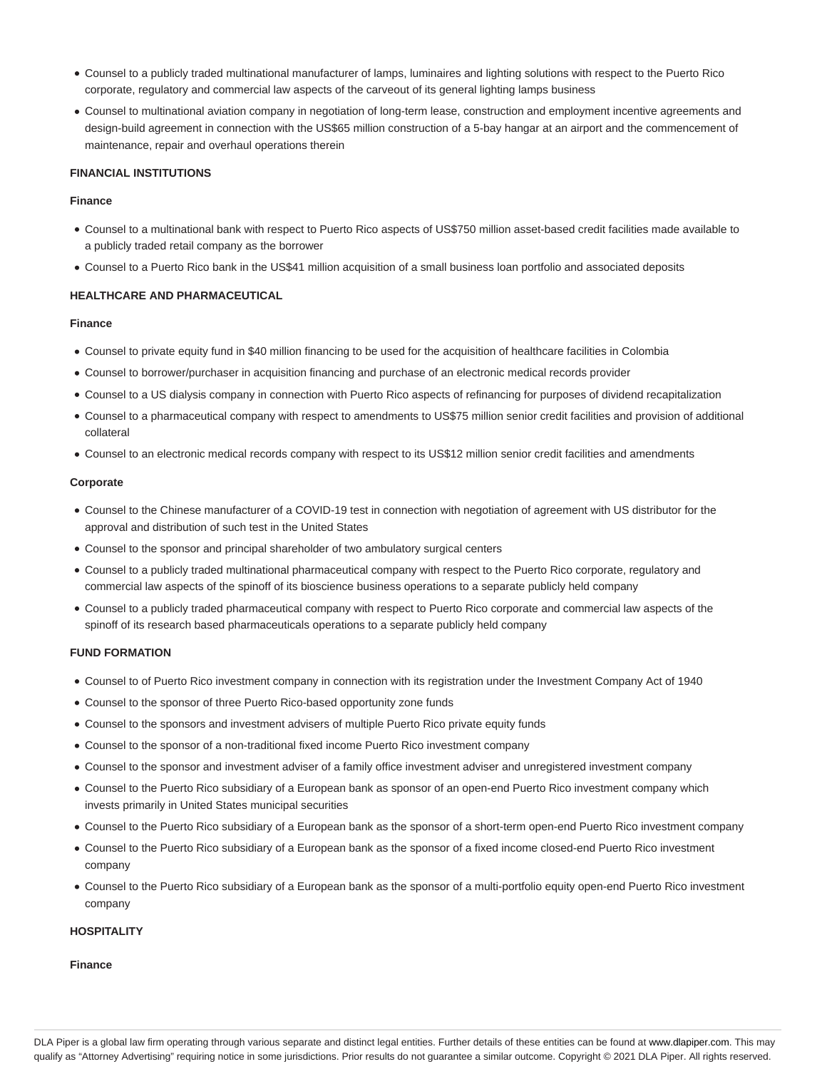- Counsel to a publicly traded multinational manufacturer of lamps, luminaires and lighting solutions with respect to the Puerto Rico corporate, regulatory and commercial law aspects of the carveout of its general lighting lamps business
- Counsel to multinational aviation company in negotiation of long-term lease, construction and employment incentive agreements and design-build agreement in connection with the US$65 million construction of a 5-bay hangar at an airport and the commencement of maintenance, repair and overhaul operations therein

**FINANCIAL INSTITUTIONS**

**Finance**

- Counsel to a multinational bank with respect to Puerto Rico aspects of US$750 million asset-based credit facilities made available to a publicly traded retail company as the borrower
- Counsel to a Puerto Rico bank in the US$41 million acquisition of a small business loan portfolio and associated deposits

**HEALTHCARE AND PHARMACEUTICAL**

**Finance**

- Counsel to private equity fund in $40 million financing to be used for the acquisition of healthcare facilities in Colombia
- Counsel to borrower/purchaser in acquisition financing and purchase of an electronic medical records provider
- Counsel to a US dialysis company in connection with Puerto Rico aspects of refinancing for purposes of dividend recapitalization
- Counsel to a pharmaceutical company with respect to amendments to US$75 million senior credit facilities and provision of additional collateral
- Counsel to an electronic medical records company with respect to its US$12 million senior credit facilities and amendments

**Corporate**

- Counsel to the Chinese manufacturer of a COVID-19 test in connection with negotiation of agreement with US distributor for the approval and distribution of such test in the United States
- Counsel to the sponsor and principal shareholder of two ambulatory surgical centers
- Counsel to a publicly traded multinational pharmaceutical company with respect to the Puerto Rico corporate, regulatory and commercial law aspects of the spinoff of its bioscience business operations to a separate publicly held company
- Counsel to a publicly traded pharmaceutical company with respect to Puerto Rico corporate and commercial law aspects of the spinoff of its research based pharmaceuticals operations to a separate publicly held company

**FUND FORMATION**

- Counsel to of Puerto Rico investment company in connection with its registration under the Investment Company Act of 1940
- Counsel to the sponsor of three Puerto Rico-based opportunity zone funds
- Counsel to the sponsors and investment advisers of multiple Puerto Rico private equity funds
- Counsel to the sponsor of a non-traditional fixed income Puerto Rico investment company
- Counsel to the sponsor and investment adviser of a family office investment adviser and unregistered investment company
- Counsel to the Puerto Rico subsidiary of a European bank as sponsor of an open-end Puerto Rico investment company which invests primarily in United States municipal securities
- Counsel to the Puerto Rico subsidiary of a European bank as the sponsor of a short-term open-end Puerto Rico investment company
- Counsel to the Puerto Rico subsidiary of a European bank as the sponsor of a fixed income closed-end Puerto Rico investment company
- Counsel to the Puerto Rico subsidiary of a European bank as the sponsor of a multi-portfolio equity open-end Puerto Rico investment company

**HOSPITALITY**

**Finance**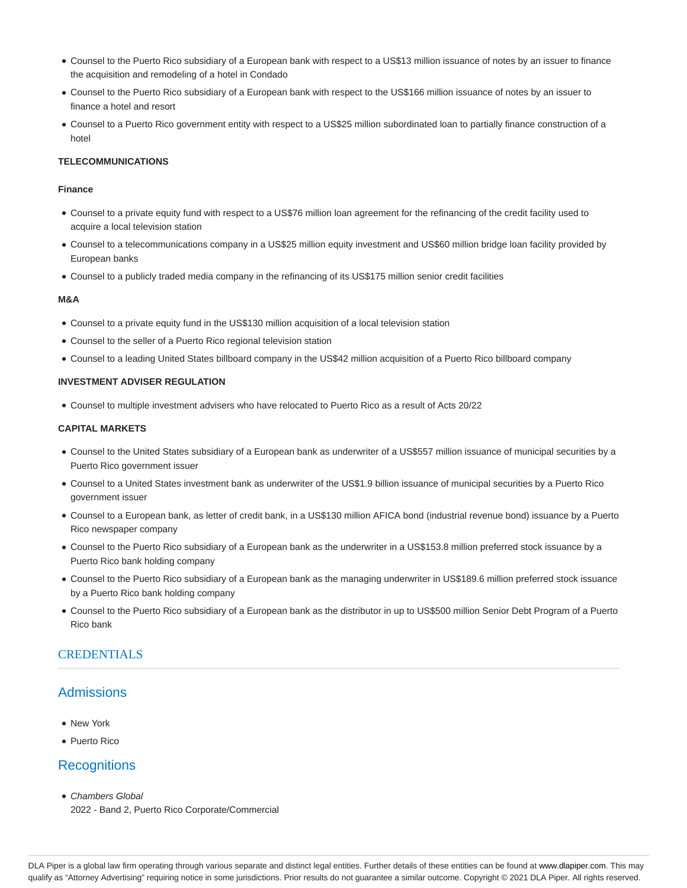- Counsel to the Puerto Rico subsidiary of a European bank with respect to a US$13 million issuance of notes by an issuer to finance the acquisition and remodeling of a hotel in Condado
- Counsel to the Puerto Rico subsidiary of a European bank with respect to the US$166 million issuance of notes by an issuer to finance a hotel and resort
- Counsel to a Puerto Rico government entity with respect to a US$25 million subordinated loan to partially finance construction of a hotel

**TELECOMMUNICATIONS**

**Finance**

- Counsel to a private equity fund with respect to a US$76 million loan agreement for the refinancing of the credit facility used to acquire a local television station
- Counsel to a telecommunications company in a US$25 million equity investment and US$60 million bridge loan facility provided by European banks
- Counsel to a publicly traded media company in the refinancing of its US$175 million senior credit facilities

**M&A**

- Counsel to a private equity fund in the US$130 million acquisition of a local television station
- Counsel to the seller of a Puerto Rico regional television station
- Counsel to a leading United States billboard company in the US$42 million acquisition of a Puerto Rico billboard company

**INVESTMENT ADVISER REGULATION**

- Counsel to multiple investment advisers who have relocated to Puerto Rico as a result of Acts 20/22

**CAPITAL MARKETS**

- Counsel to the United States subsidiary of a European bank as underwriter of a US$557 million issuance of municipal securities by a Puerto Rico government issuer
- Counsel to a United States investment bank as underwriter of the US$1.9 billion issuance of municipal securities by a Puerto Rico government issuer
- Counsel to a European bank, as letter of credit bank, in a US$130 million AFICA bond (industrial revenue bond) issuance by a Puerto Rico newspaper company
- Counsel to the Puerto Rico subsidiary of a European bank as the underwriter in a US$153.8 million preferred stock issuance by a Puerto Rico bank holding company
- Counsel to the Puerto Rico subsidiary of a European bank as the managing underwriter in US$189.6 million preferred stock issuance by a Puerto Rico bank holding company
- Counsel to the Puerto Rico subsidiary of a European bank as the distributor in up to US$500 million Senior Debt Program of a Puerto Rico bank

## CREDENTIALS

## Admissions

- New York
- Puerto Rico

## Recognitions

- *Chambers Global*
  2022 - Band 2, Puerto Rico Corporate/Commercial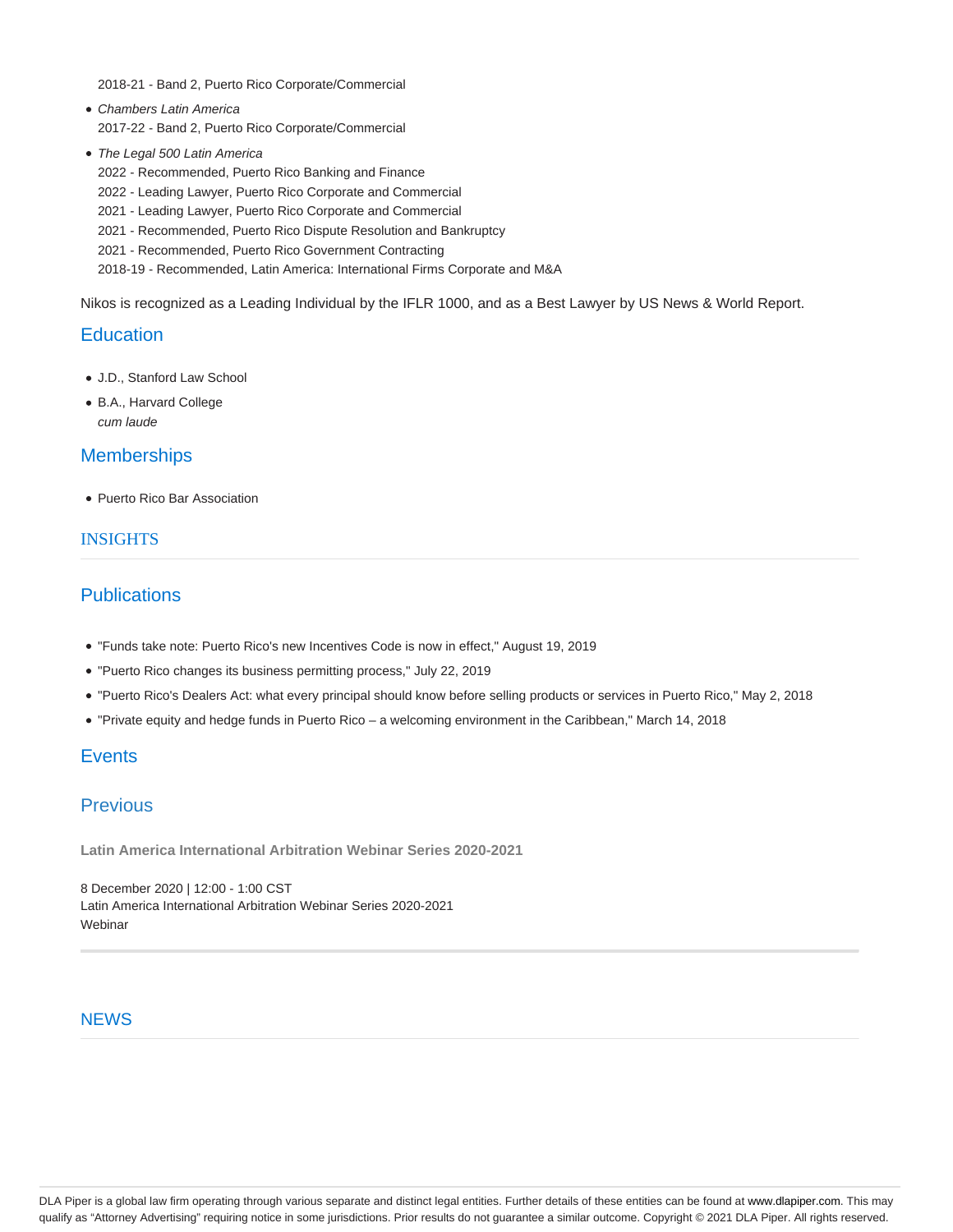2018-21 - Band 2, Puerto Rico Corporate/Commercial

- *Chambers Latin America*
  2017-22 - Band 2, Puerto Rico Corporate/Commercial
- *The Legal 500 Latin America*
  2022 - Recommended, Puerto Rico Banking and Finance
  2022 - Leading Lawyer, Puerto Rico Corporate and Commercial
  2021 - Leading Lawyer, Puerto Rico Corporate and Commercial
  2021 - Recommended, Puerto Rico Dispute Resolution and Bankruptcy
  2021 - Recommended, Puerto Rico Government Contracting
  2018-19 - Recommended, Latin America: International Firms Corporate and M&A

Nikos is recognized as a Leading Individual by the IFLR 1000, and as a Best Lawyer by US News & World Report.

## Education

- J.D., Stanford Law School
- B.A., Harvard College
  *cum laude*

## Memberships

- Puerto Rico Bar Association

## INSIGHTS

## Publications

- "Funds take note: Puerto Rico's new Incentives Code is now in effect," August 19, 2019
- "Puerto Rico changes its business permitting process," July 22, 2019
- "Puerto Rico's Dealers Act: what every principal should know before selling products or services in Puerto Rico," May 2, 2018
- "Private equity and hedge funds in Puerto Rico – a welcoming environment in the Caribbean," March 14, 2018

## Events

## Previous

**Latin America International Arbitration Webinar Series 2020-2021**

8 December 2020 | 12:00 - 1:00 CST
Latin America International Arbitration Webinar Series 2020-2021
Webinar

## NEWS

DLA Piper is a global law firm operating through various separate and distinct legal entities. Further details of these entities can be found at www.dlapiper.com. This may qualify as "Attorney Advertising" requiring notice in some jurisdictions. Prior results do not guarantee a similar outcome. Copyright © 2021 DLA Piper. All rights reserved.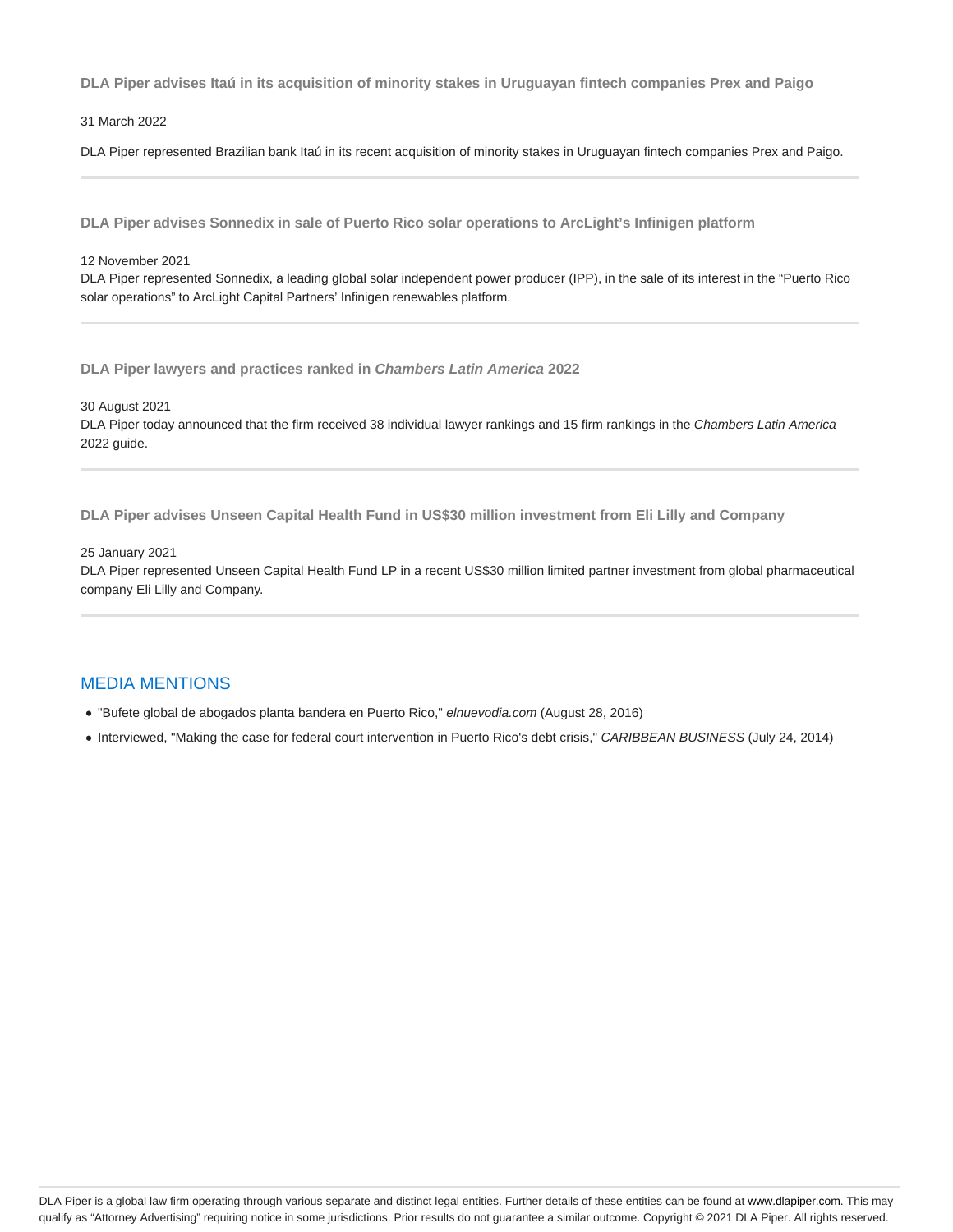**DLA Piper advises Itaú in its acquisition of minority stakes in Uruguayan fintech companies Prex and Paigo**

31 March 2022

DLA Piper represented Brazilian bank Itaú in its recent acquisition of minority stakes in Uruguayan fintech companies Prex and Paigo.

---

**DLA Piper advises Sonnedix in sale of Puerto Rico solar operations to ArcLight's Infinigen platform**

12 November 2021

DLA Piper represented Sonnedix, a leading global solar independent power producer (IPP), in the sale of its interest in the "Puerto Rico solar operations" to ArcLight Capital Partners' Infinigen renewables platform.

---

**DLA Piper lawyers and practices ranked in *Chambers Latin America* 2022**

30 August 2021

DLA Piper today announced that the firm received 38 individual lawyer rankings and 15 firm rankings in the *Chambers Latin America* 2022 guide.

---

**DLA Piper advises Unseen Capital Health Fund in US$30 million investment from Eli Lilly and Company**

25 January 2021

DLA Piper represented Unseen Capital Health Fund LP in a recent US$30 million limited partner investment from global pharmaceutical company Eli Lilly and Company.

---

## MEDIA MENTIONS

- "Bufete global de abogados planta bandera en Puerto Rico," *elnuevodia.com* (August 28, 2016)
- Interviewed, "Making the case for federal court intervention in Puerto Rico's debt crisis," *CARIBBEAN BUSINESS* (July 24, 2014)

DLA Piper is a global law firm operating through various separate and distinct legal entities. Further details of these entities can be found at www.dlapiper.com. This may qualify as "Attorney Advertising" requiring notice in some jurisdictions. Prior results do not guarantee a similar outcome. Copyright © 2021 DLA Piper. All rights reserved.